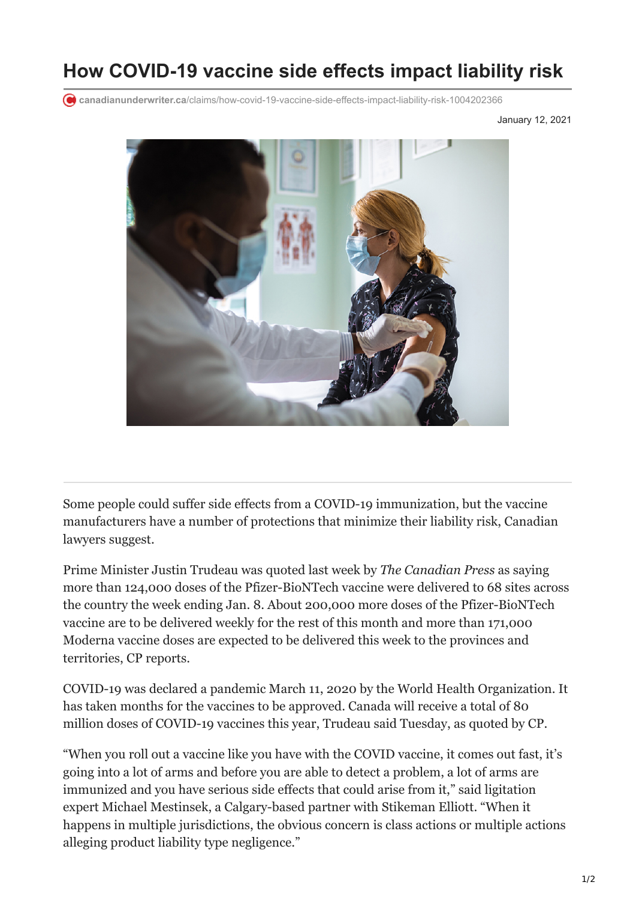# How COVID-19 vaccine side effects impact liability risk

canadianunderwriter.ca/claims/how-covid-19-vaccine-side-effects-impact-liability-risk-1004202366

January 12, 2021

Some people could suffer side effects from a COVID-19 immunization, but the vaccine manufacturers have a number of protections that minimize their liability risk, Canadian lawyers suggest.

Prime Minister Justin Trudeau was quoted last week by *The Canadian Press* as saying more than 124,000 doses of the Pfizer-BioNTech vaccine were delivered to 68 sites across the country the week ending Jan. 8. About 200,000 more doses of the Pfizer-BioNTech vaccine are to be delivered weekly for the rest of this month and more than 171,000 Moderna vaccine doses are expected to be delivered this week to the provinces and territories, CP reports.

COVID-19 was declared a pandemic March 11, 2020 by the World Health Organization. It has taken months for the vaccines to be approved. Canada will receive a total of 80 million doses of COVID-19 vaccines this year, Trudeau said Tuesday, as quoted by CP.

"When you roll out a vaccine like you have with the COVID vaccine, it comes out fast, it's going into a lot of arms and before you are able to detect a problem, a lot of arms are immunized and you have serious side effects that could arise from it," said litigation expert Michael Mestinsek, a Calgary-based partner with Stikeman Elliott. "When it happens in multiple jurisdictions, the obvious concern is class actions or multiple actions alleging product liability type negligence."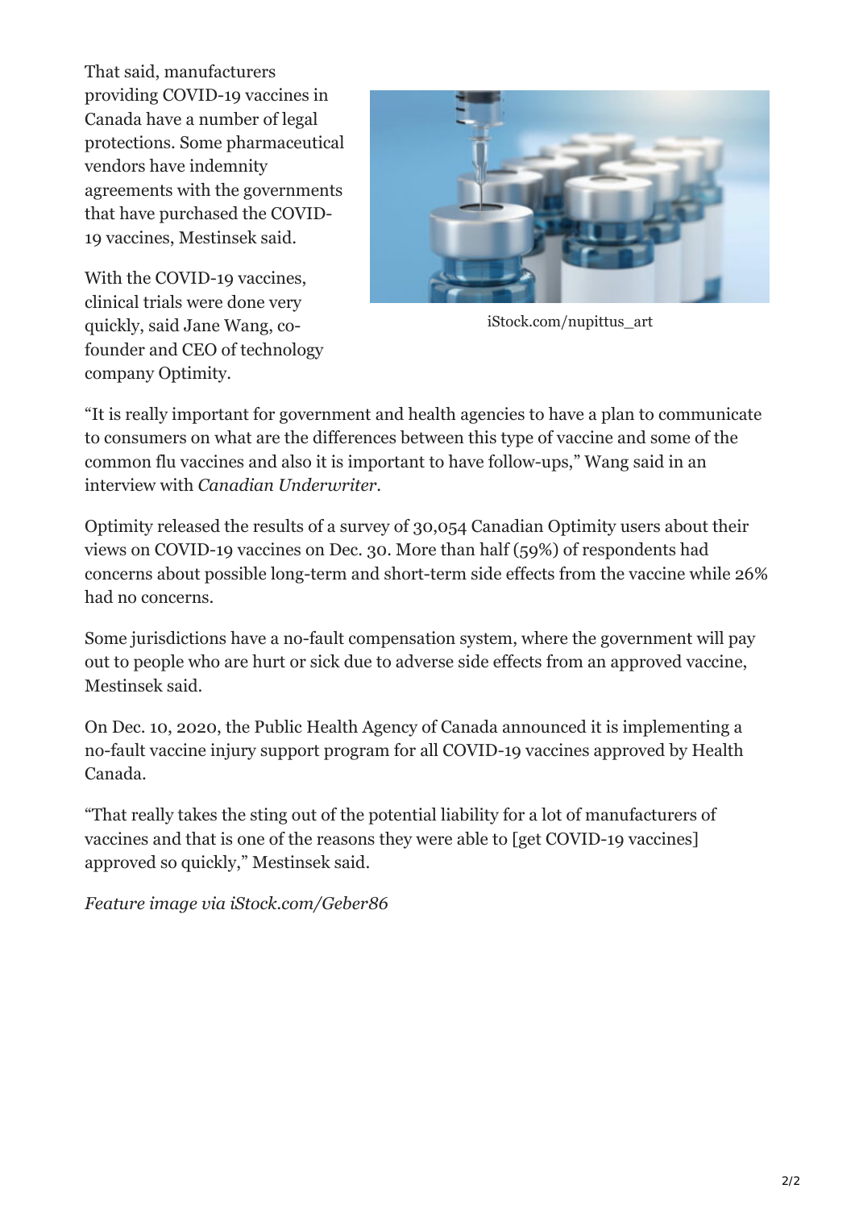That said, manufacturers providing COVID-19 vaccines in Canada have a number of legal protections. Some pharmaceutical vendors have indemnity agreements with the governments that have purchased the COVID-19 vaccines, Mestinsek said.

With the COVID-19 vaccines, clinical trials were done very quickly, said Jane Wang, co-founder and CEO of technology company Optimity.

iStock.com/nupittus_art

"It is really important for government and health agencies to have a plan to communicate to consumers on what are the differences between this type of vaccine and some of the common flu vaccines and also it is important to have follow-ups," Wang said in an interview with *Canadian Underwriter*.

Optimity released the results of a survey of 30,054 Canadian Optimity users about their views on COVID-19 vaccines on Dec. 30. More than half (59%) of respondents had concerns about possible long-term and short-term side effects from the vaccine while 26% had no concerns.

Some jurisdictions have a no-fault compensation system, where the government will pay out to people who are hurt or sick due to adverse side effects from an approved vaccine, Mestinsek said.

On Dec. 10, 2020, the Public Health Agency of Canada announced it is implementing a no-fault vaccine injury support program for all COVID-19 vaccines approved by Health Canada.

"That really takes the sting out of the potential liability for a lot of manufacturers of vaccines and that is one of the reasons they were able to [get COVID-19 vaccines] approved so quickly," Mestinsek said.

*Feature image via iStock.com/Geber86*